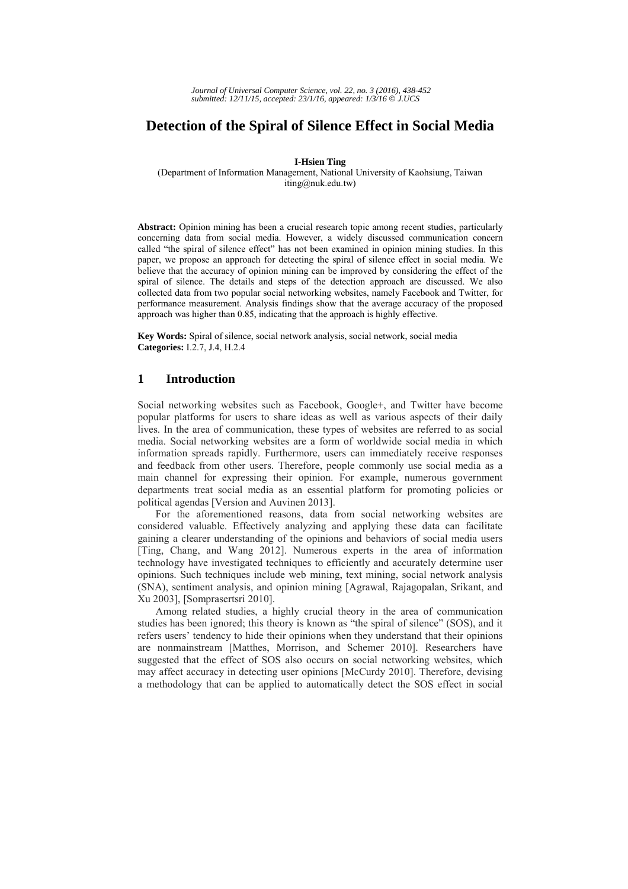# Detection of the Spiral of Silence Effect in Social Media

**I-Hsien Ting**
(Department of Information Management, National University of Kaohsiung, Taiwan
iting@nuk.edu.tw)

**Abstract:** Opinion mining has been a crucial research topic among recent studies, particularly concerning data from social media. However, a widely discussed communication concern called "the spiral of silence effect" has not been examined in opinion mining studies. In this paper, we propose an approach for detecting the spiral of silence effect in social media. We believe that the accuracy of opinion mining can be improved by considering the effect of the spiral of silence. The details and steps of the detection approach are discussed. We also collected data from two popular social networking websites, namely Facebook and Twitter, for performance measurement. Analysis findings show that the average accuracy of the proposed approach was higher than 0.85, indicating that the approach is highly effective.

**Key Words:** Spiral of silence, social network analysis, social network, social media
**Categories:** I.2.7, J.4, H.2.4

## 1 Introduction

Social networking websites such as Facebook, Google+, and Twitter have become popular platforms for users to share ideas as well as various aspects of their daily lives. In the area of communication, these types of websites are referred to as social media. Social networking websites are a form of worldwide social media in which information spreads rapidly. Furthermore, users can immediately receive responses and feedback from other users. Therefore, people commonly use social media as a main channel for expressing their opinion. For example, numerous government departments treat social media as an essential platform for promoting policies or political agendas [Version and Auvinen 2013].

For the aforementioned reasons, data from social networking websites are considered valuable. Effectively analyzing and applying these data can facilitate gaining a clearer understanding of the opinions and behaviors of social media users [Ting, Chang, and Wang 2012]. Numerous experts in the area of information technology have investigated techniques to efficiently and accurately determine user opinions. Such techniques include web mining, text mining, social network analysis (SNA), sentiment analysis, and opinion mining [Agrawal, Rajagopalan, Srikant, and Xu 2003], [Somprasertsri 2010].

Among related studies, a highly crucial theory in the area of communication studies has been ignored; this theory is known as "the spiral of silence" (SOS), and it refers users' tendency to hide their opinions when they understand that their opinions are nonmainstream [Matthes, Morrison, and Schemer 2010]. Researchers have suggested that the effect of SOS also occurs on social networking websites, which may affect accuracy in detecting user opinions [McCurdy 2010]. Therefore, devising a methodology that can be applied to automatically detect the SOS effect in social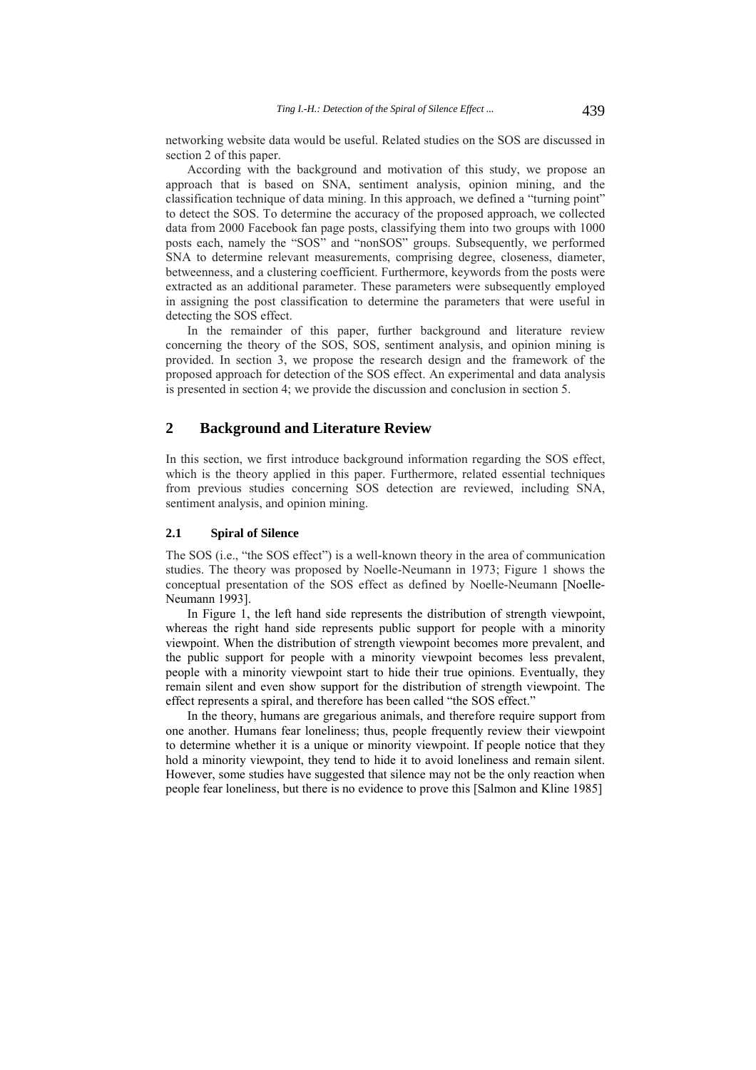networking website data would be useful. Related studies on the SOS are discussed in section 2 of this paper.

According with the background and motivation of this study, we propose an approach that is based on SNA, sentiment analysis, opinion mining, and the classification technique of data mining. In this approach, we defined a "turning point" to detect the SOS. To determine the accuracy of the proposed approach, we collected data from 2000 Facebook fan page posts, classifying them into two groups with 1000 posts each, namely the "SOS" and "nonSOS" groups. Subsequently, we performed SNA to determine relevant measurements, comprising degree, closeness, diameter, betweenness, and a clustering coefficient. Furthermore, keywords from the posts were extracted as an additional parameter. These parameters were subsequently employed in assigning the post classification to determine the parameters that were useful in detecting the SOS effect.

In the remainder of this paper, further background and literature review concerning the theory of the SOS, SOS, sentiment analysis, and opinion mining is provided. In section 3, we propose the research design and the framework of the proposed approach for detection of the SOS effect. An experimental and data analysis is presented in section 4; we provide the discussion and conclusion in section 5.

## 2 Background and Literature Review

In this section, we first introduce background information regarding the SOS effect, which is the theory applied in this paper. Furthermore, related essential techniques from previous studies concerning SOS detection are reviewed, including SNA, sentiment analysis, and opinion mining.

### 2.1 Spiral of Silence

The SOS (i.e., "the SOS effect") is a well-known theory in the area of communication studies. The theory was proposed by Noelle-Neumann in 1973; Figure 1 shows the conceptual presentation of the SOS effect as defined by Noelle-Neumann [Noelle-Neumann 1993].

In Figure 1, the left hand side represents the distribution of strength viewpoint, whereas the right hand side represents public support for people with a minority viewpoint. When the distribution of strength viewpoint becomes more prevalent, and the public support for people with a minority viewpoint becomes less prevalent, people with a minority viewpoint start to hide their true opinions. Eventually, they remain silent and even show support for the distribution of strength viewpoint. The effect represents a spiral, and therefore has been called "the SOS effect."

In the theory, humans are gregarious animals, and therefore require support from one another. Humans fear loneliness; thus, people frequently review their viewpoint to determine whether it is a unique or minority viewpoint. If people notice that they hold a minority viewpoint, they tend to hide it to avoid loneliness and remain silent. However, some studies have suggested that silence may not be the only reaction when people fear loneliness, but there is no evidence to prove this [Salmon and Kline 1985]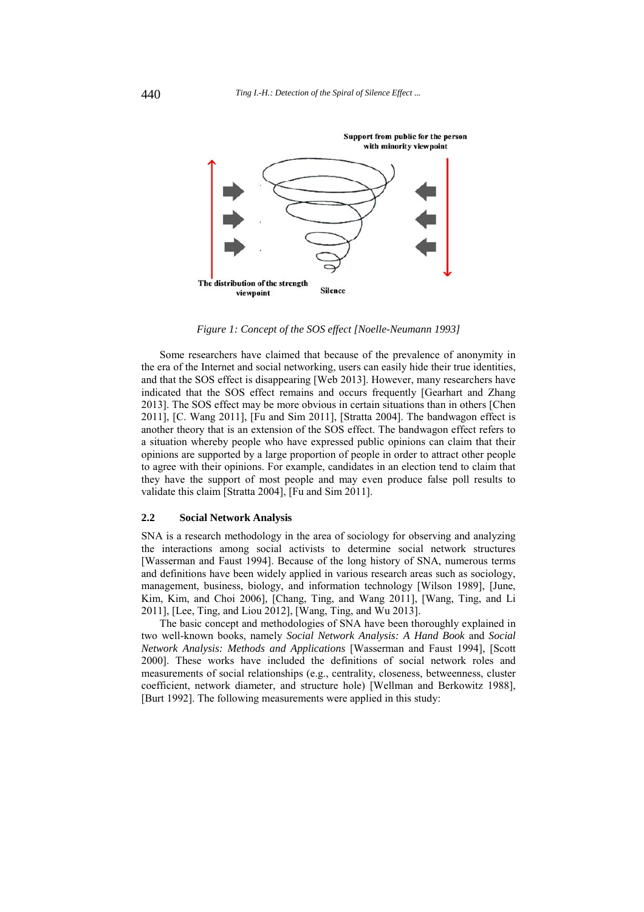Figure 1: Concept of the SOS effect [Noelle-Neumann 1993]

Some researchers have claimed that because of the prevalence of anonymity in the era of the Internet and social networking, users can easily hide their true identities, and that the SOS effect is disappearing [Web 2013]. However, many researchers have indicated that the SOS effect remains and occurs frequently [Gearhart and Zhang 2013]. The SOS effect may be more obvious in certain situations than in others [Chen 2011], [C. Wang 2011], [Fu and Sim 2011], [Stratta 2004]. The bandwagon effect is another theory that is an extension of the SOS effect. The bandwagon effect refers to a situation whereby people who have expressed public opinions can claim that their opinions are supported by a large proportion of people in order to attract other people to agree with their opinions. For example, candidates in an election tend to claim that they have the support of most people and may even produce false poll results to validate this claim [Stratta 2004], [Fu and Sim 2011].

### 2.2 Social Network Analysis

SNA is a research methodology in the area of sociology for observing and analyzing the interactions among social activists to determine social network structures [Wasserman and Faust 1994]. Because of the long history of SNA, numerous terms and definitions have been widely applied in various research areas such as sociology, management, business, biology, and information technology [Wilson 1989], [June, Kim, Kim, and Choi 2006], [Chang, Ting, and Wang 2011], [Wang, Ting, and Li 2011], [Lee, Ting, and Liou 2012], [Wang, Ting, and Wu 2013].

The basic concept and methodologies of SNA have been thoroughly explained in two well-known books, namely *Social Network Analysis: A Hand Book* and *Social Network Analysis: Methods and Applications* [Wasserman and Faust 1994], [Scott 2000]. These works have included the definitions of social network roles and measurements of social relationships (e.g., centrality, closeness, betweenness, cluster coefficient, network diameter, and structure hole) [Wellman and Berkowitz 1988], [Burt 1992]. The following measurements were applied in this study: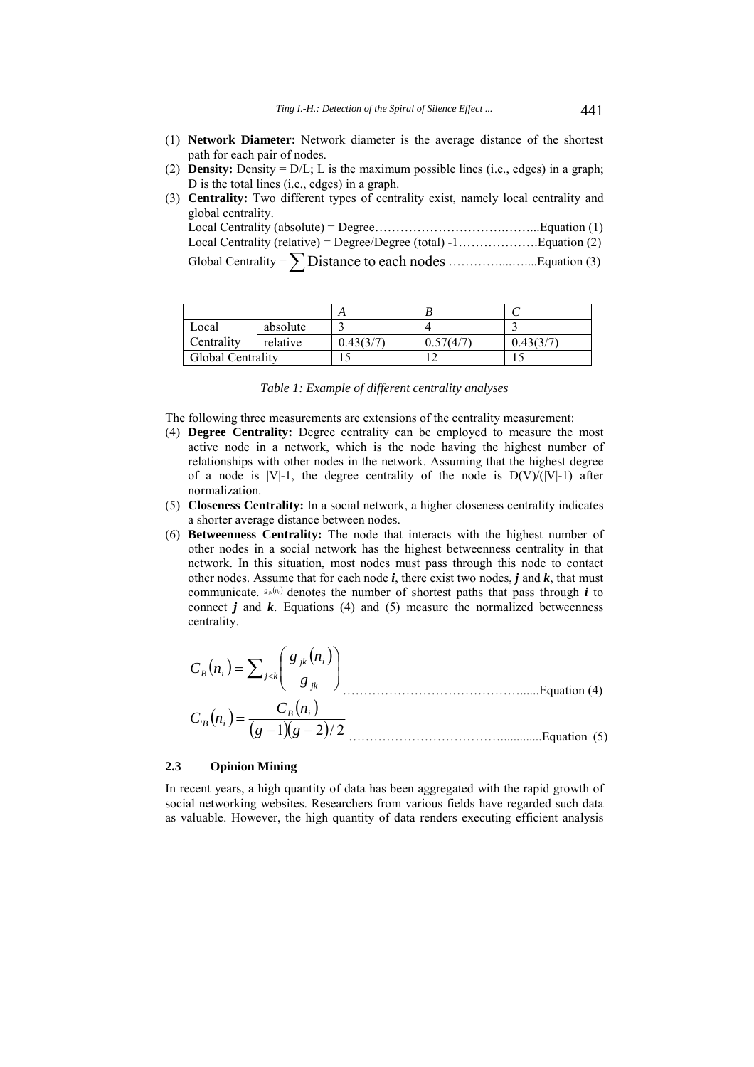(1) **Network Diameter:** Network diameter is the average distance of the shortest path for each pair of nodes.
(2) **Density:** Density = D/L; L is the maximum possible lines (i.e., edges) in a graph; D is the total lines (i.e., edges) in a graph.
(3) **Centrality:** Two different types of centrality exist, namely local centrality and global centrality.
Local Centrality (absolute) = Degree……………………………….…….Equation (1)
Local Centrality (relative) = Degree/Degree (total) -1……………….Equation (2)
Global Centrality = $\sum$ Distance to each nodes ………….....…....Equation (3)

| | | *A* | *B* | *C* |
|---|---|---|---|---|
| Local Centrality | absolute | 3 | 4 | 3 |
| | relative | 0.43(3/7) | 0.57(4/7) | 0.43(3/7) |
| Global Centrality | | 15 | 12 | 15 |

*Table 1: Example of different centrality analyses*

The following three measurements are extensions of the centrality measurement:

(4) **Degree Centrality:** Degree centrality can be employed to measure the most active node in a network, which is the node having the highest number of relationships with other nodes in the network. Assuming that the highest degree of a node is |V|-1, the degree centrality of the node is D(V)/(|V|-1) after normalization.
(5) **Closeness Centrality:** In a social network, a higher closeness centrality indicates a shorter average distance between nodes.
(6) **Betweenness Centrality:** The node that interacts with the highest number of other nodes in a social network has the highest betweenness centrality in that network. In this situation, most nodes must pass through this node to contact other nodes. Assume that for each node ***i***, there exist two nodes, ***j*** and ***k***, that must communicate. $g_{jk}(n_i)$ denotes the number of shortest paths that pass through ***i*** to connect ***j*** and ***k***. Equations (4) and (5) measure the normalized betweenness centrality.

$$C_B(n_i) = \sum_{j<k} \left( \frac{g_{jk}(n_i)}{g_{jk}} \right) \quad \text{......Equation (4)}$$

$$C'_B(n_i) = \frac{C_B(n_i)}{(g-1)(g-2)/2} \quad \text{......Equation (5)}$$

### 2.3 Opinion Mining

In recent years, a high quantity of data has been aggregated with the rapid growth of social networking websites. Researchers from various fields have regarded such data as valuable. However, the high quantity of data renders executing efficient analysis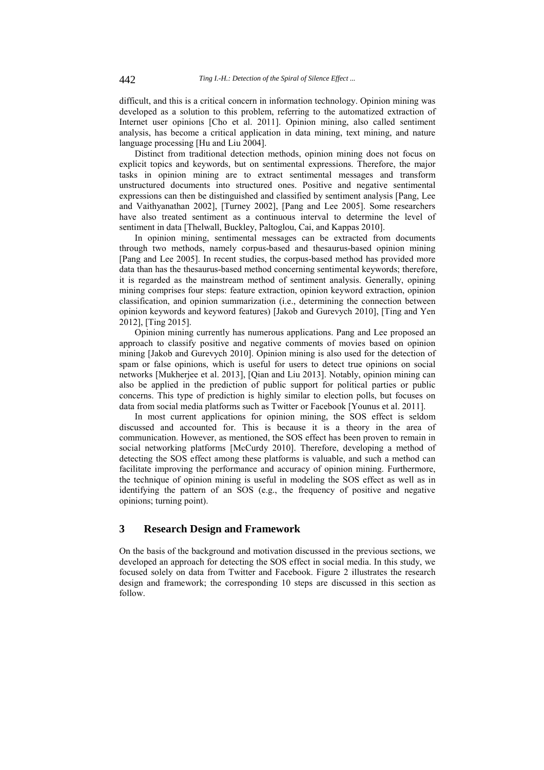difficult, and this is a critical concern in information technology. Opinion mining was developed as a solution to this problem, referring to the automatized extraction of Internet user opinions [Cho et al. 2011]. Opinion mining, also called sentiment analysis, has become a critical application in data mining, text mining, and nature language processing [Hu and Liu 2004].

Distinct from traditional detection methods, opinion mining does not focus on explicit topics and keywords, but on sentimental expressions. Therefore, the major tasks in opinion mining are to extract sentimental messages and transform unstructured documents into structured ones. Positive and negative sentimental expressions can then be distinguished and classified by sentiment analysis [Pang, Lee and Vaithyanathan 2002], [Turney 2002], [Pang and Lee 2005]. Some researchers have also treated sentiment as a continuous interval to determine the level of sentiment in data [Thelwall, Buckley, Paltoglou, Cai, and Kappas 2010].

In opinion mining, sentimental messages can be extracted from documents through two methods, namely corpus-based and thesaurus-based opinion mining [Pang and Lee 2005]. In recent studies, the corpus-based method has provided more data than has the thesaurus-based method concerning sentimental keywords; therefore, it is regarded as the mainstream method of sentiment analysis. Generally, opining mining comprises four steps: feature extraction, opinion keyword extraction, opinion classification, and opinion summarization (i.e., determining the connection between opinion keywords and keyword features) [Jakob and Gurevych 2010], [Ting and Yen 2012], [Ting 2015].

Opinion mining currently has numerous applications. Pang and Lee proposed an approach to classify positive and negative comments of movies based on opinion mining [Jakob and Gurevych 2010]. Opinion mining is also used for the detection of spam or false opinions, which is useful for users to detect true opinions on social networks [Mukherjee et al. 2013], [Qian and Liu 2013]. Notably, opinion mining can also be applied in the prediction of public support for political parties or public concerns. This type of prediction is highly similar to election polls, but focuses on data from social media platforms such as Twitter or Facebook [Younus et al. 2011].

In most current applications for opinion mining, the SOS effect is seldom discussed and accounted for. This is because it is a theory in the area of communication. However, as mentioned, the SOS effect has been proven to remain in social networking platforms [McCurdy 2010]. Therefore, developing a method of detecting the SOS effect among these platforms is valuable, and such a method can facilitate improving the performance and accuracy of opinion mining. Furthermore, the technique of opinion mining is useful in modeling the SOS effect as well as in identifying the pattern of an SOS (e.g., the frequency of positive and negative opinions; turning point).

## 3 Research Design and Framework

On the basis of the background and motivation discussed in the previous sections, we developed an approach for detecting the SOS effect in social media. In this study, we focused solely on data from Twitter and Facebook. Figure 2 illustrates the research design and framework; the corresponding 10 steps are discussed in this section as follow.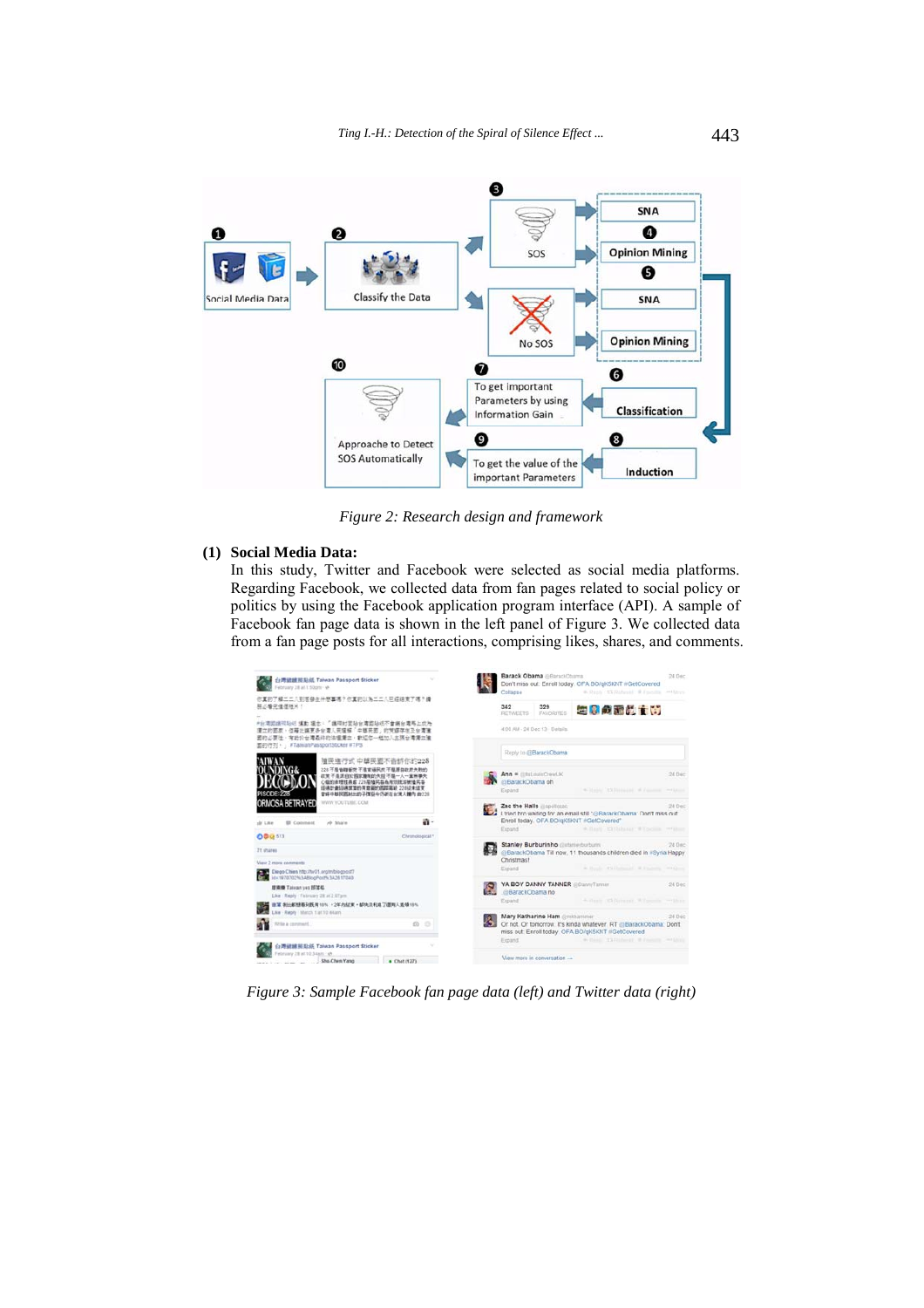*Figure 2: Research design and framework*

**(1) Social Media Data:**

In this study, Twitter and Facebook were selected as social media platforms. Regarding Facebook, we collected data from fan pages related to social policy or politics by using the Facebook application program interface (API). A sample of Facebook fan page data is shown in the left panel of Figure 3. We collected data from a fan page posts for all interactions, comprising likes, shares, and comments.

*Figure 3: Sample Facebook fan page data (left) and Twitter data (right)*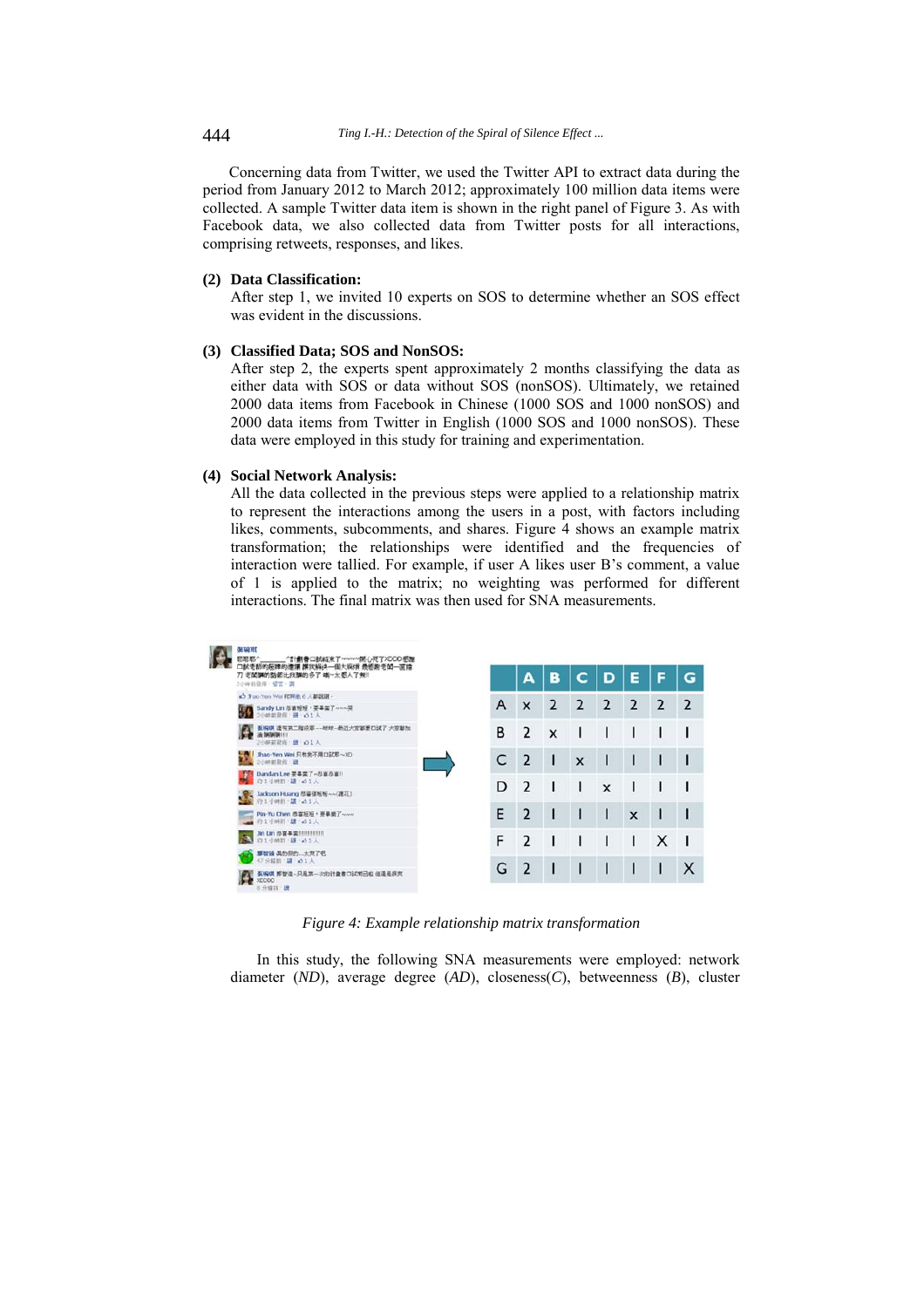Concerning data from Twitter, we used the Twitter API to extract data during the period from January 2012 to March 2012; approximately 100 million data items were collected. A sample Twitter data item is shown in the right panel of Figure 3. As with Facebook data, we also collected data from Twitter posts for all interactions, comprising retweets, responses, and likes.

**(2) Data Classification:**
After step 1, we invited 10 experts on SOS to determine whether an SOS effect was evident in the discussions.

**(3) Classified Data; SOS and NonSOS:**
After step 2, the experts spent approximately 2 months classifying the data as either data with SOS or data without SOS (nonSOS). Ultimately, we retained 2000 data items from Facebook in Chinese (1000 SOS and 1000 nonSOS) and 2000 data items from Twitter in English (1000 SOS and 1000 nonSOS). These data were employed in this study for training and experimentation.

**(4) Social Network Analysis:**
All the data collected in the previous steps were applied to a relationship matrix to represent the interactions among the users in a post, with factors including likes, comments, subcomments, and shares. Figure 4 shows an example matrix transformation; the relationships were identified and the frequencies of interaction were tallied. For example, if user A likes user B's comment, a value of 1 is applied to the matrix; no weighting was performed for different interactions. The final matrix was then used for SNA measurements.

| | A | B | C | D | E | F | G |
|---|---|---|---|---|---|---|---|
| A | x | 2 | 2 | 2 | 2 | 2 | 2 |
| B | 2 | x | 1 | 1 | 1 | 1 | 1 |
| C | 2 | 1 | x | 1 | 1 | 1 | 1 |
| D | 2 | 1 | 1 | x | 1 | 1 | 1 |
| E | 2 | 1 | 1 | 1 | x | 1 | 1 |
| F | 2 | 1 | 1 | 1 | 1 | X | 1 |
| G | 2 | 1 | 1 | 1 | 1 | 1 | X |

*Figure 4: Example relationship matrix transformation*

In this study, the following SNA measurements were employed: network diameter (*ND*), average degree (*AD*), closeness(*C*), betweenness (*B*), cluster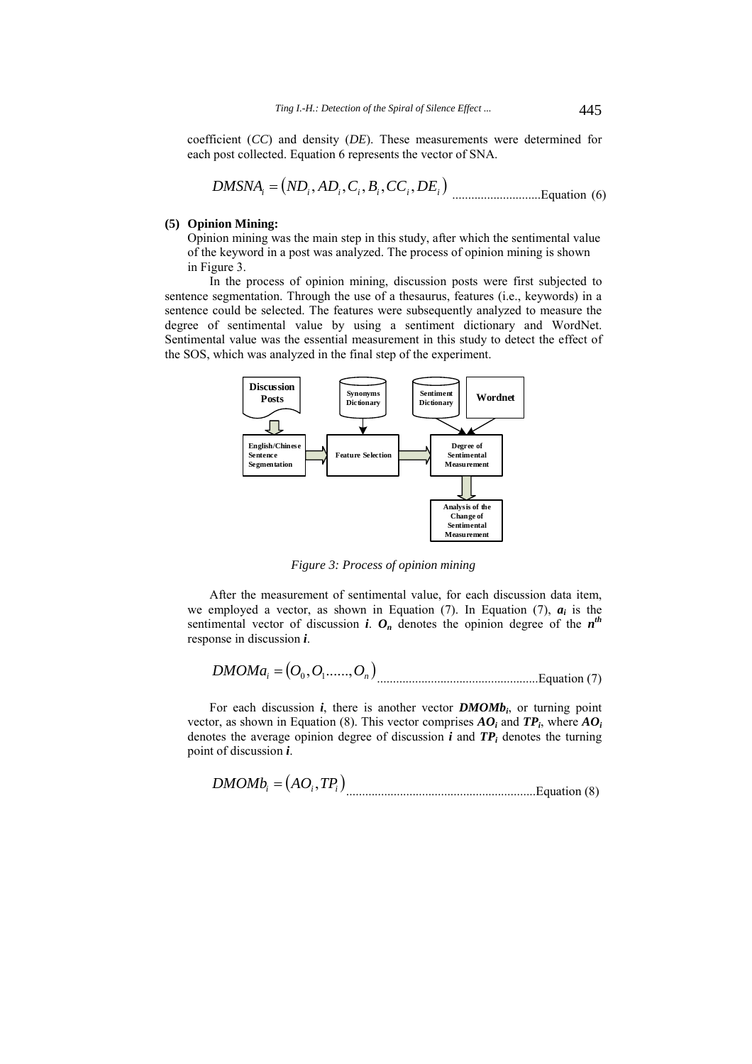coefficient (*CC*) and density (*DE*). These measurements were determined for each post collected. Equation 6 represents the vector of SNA.

$$DMSNA_i = (ND_i, AD_i, C_i, B_i, CC_i, DE_i) \quad \text{Equation (6)}$$

**(5) Opinion Mining:**

Opinion mining was the main step in this study, after which the sentimental value of the keyword in a post was analyzed. The process of opinion mining is shown in Figure 3.

In the process of opinion mining, discussion posts were first subjected to sentence segmentation. Through the use of a thesaurus, features (i.e., keywords) in a sentence could be selected. The features were subsequently analyzed to measure the degree of sentimental value by using a sentiment dictionary and WordNet. Sentimental value was the essential measurement in this study to detect the effect of the SOS, which was analyzed in the final step of the experiment.

*Figure 3: Process of opinion mining*

After the measurement of sentimental value, for each discussion data item, we employed a vector, as shown in Equation (7). In Equation (7), $a_i$ is the sentimental vector of discussion $i$. $O_n$ denotes the opinion degree of the $n^{th}$ response in discussion $i$.

$$DMOMa_i = (O_0, O_1 \ldots\ldots, O_n) \quad \text{Equation (7)}$$

For each discussion $i$, there is another vector $DMOMb_i$, or turning point vector, as shown in Equation (8). This vector comprises $AO_i$ and $TP_i$, where $AO_i$ denotes the average opinion degree of discussion $i$ and $TP_i$ denotes the turning point of discussion $i$.

$$DMOMb_i = (AO_i, TP_i) \quad \text{Equation (8)}$$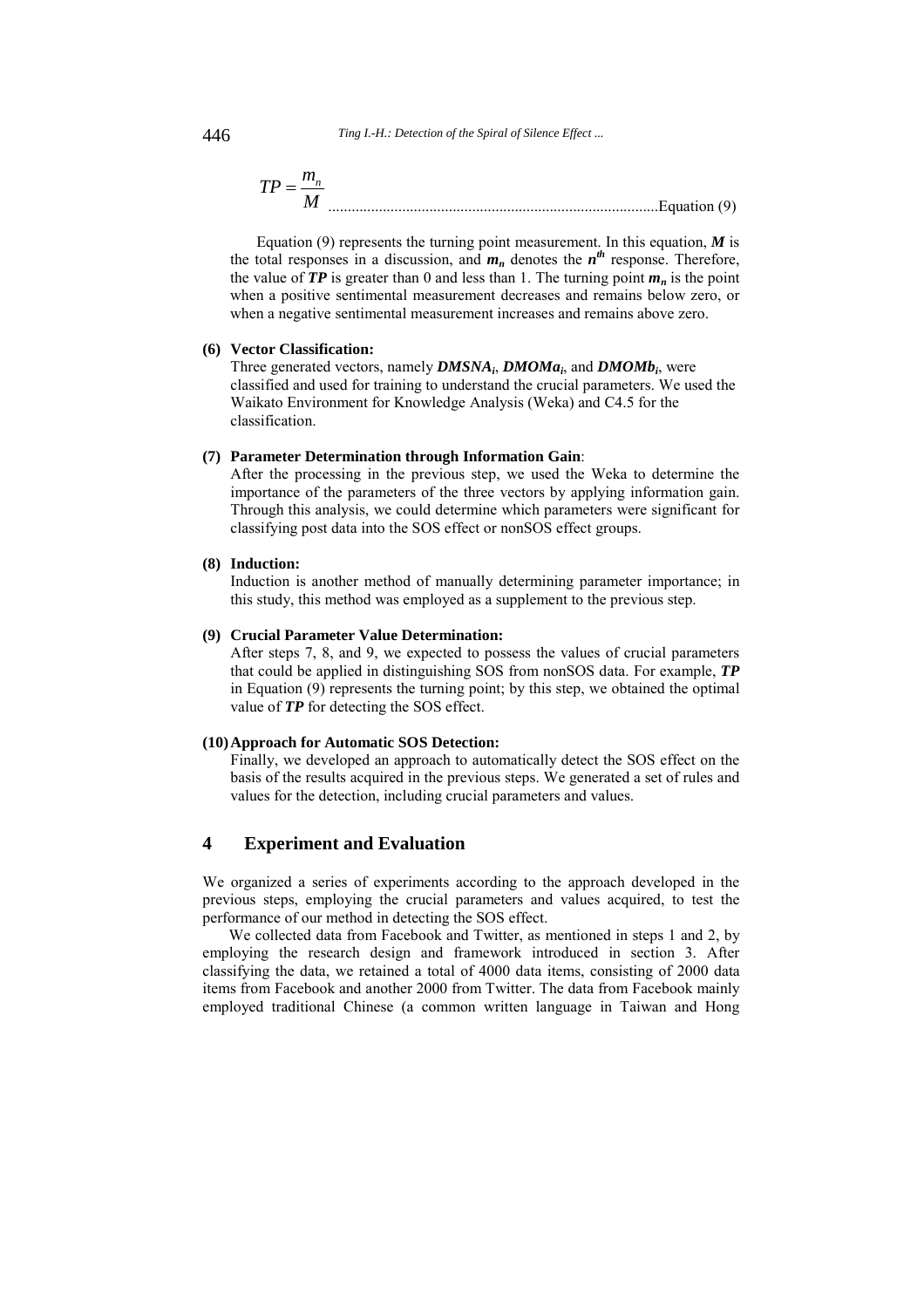$$TP = \frac{m_n}{M} \quad \text{Equation (9)}$$

Equation (9) represents the turning point measurement. In this equation, $\boldsymbol{M}$ is the total responses in a discussion, and $\boldsymbol{m_n}$ denotes the $\boldsymbol{n^{th}}$ response. Therefore, the value of $\boldsymbol{TP}$ is greater than 0 and less than 1. The turning point $\boldsymbol{m_n}$ is the point when a positive sentimental measurement decreases and remains below zero, or when a negative sentimental measurement increases and remains above zero.

**(6) Vector Classification:**
Three generated vectors, namely $\boldsymbol{DMSNA_i}$, $\boldsymbol{DMOMa_i}$, and $\boldsymbol{DMOMb_i}$, were classified and used for training to understand the crucial parameters. We used the Waikato Environment for Knowledge Analysis (Weka) and C4.5 for the classification.

**(7) Parameter Determination through Information Gain**:
After the processing in the previous step, we used the Weka to determine the importance of the parameters of the three vectors by applying information gain. Through this analysis, we could determine which parameters were significant for classifying post data into the SOS effect or nonSOS effect groups.

**(8) Induction:**
Induction is another method of manually determining parameter importance; in this study, this method was employed as a supplement to the previous step.

**(9) Crucial Parameter Value Determination:**
After steps 7, 8, and 9, we expected to possess the values of crucial parameters that could be applied in distinguishing SOS from nonSOS data. For example, $\boldsymbol{TP}$ in Equation (9) represents the turning point; by this step, we obtained the optimal value of $\boldsymbol{TP}$ for detecting the SOS effect.

**(10) Approach for Automatic SOS Detection:**
Finally, we developed an approach to automatically detect the SOS effect on the basis of the results acquired in the previous steps. We generated a set of rules and values for the detection, including crucial parameters and values.

## 4 Experiment and Evaluation

We organized a series of experiments according to the approach developed in the previous steps, employing the crucial parameters and values acquired, to test the performance of our method in detecting the SOS effect.

We collected data from Facebook and Twitter, as mentioned in steps 1 and 2, by employing the research design and framework introduced in section 3. After classifying the data, we retained a total of 4000 data items, consisting of 2000 data items from Facebook and another 2000 from Twitter. The data from Facebook mainly employed traditional Chinese (a common written language in Taiwan and Hong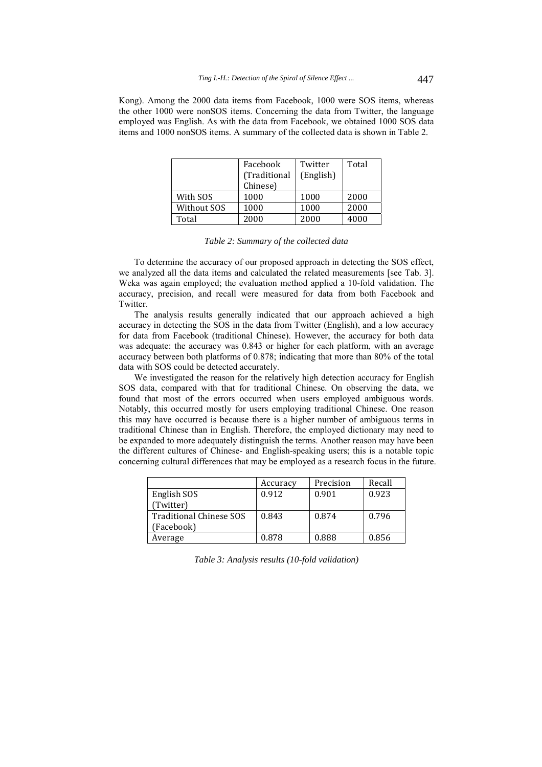Kong). Among the 2000 data items from Facebook, 1000 were SOS items, whereas the other 1000 were nonSOS items. Concerning the data from Twitter, the language employed was English. As with the data from Facebook, we obtained 1000 SOS data items and 1000 nonSOS items. A summary of the collected data is shown in Table 2.

| | Facebook (Traditional Chinese) | Twitter (English) | Total |
|---|---|---|---|
| With SOS | 1000 | 1000 | 2000 |
| Without SOS | 1000 | 1000 | 2000 |
| Total | 2000 | 2000 | 4000 |

*Table 2: Summary of the collected data*

To determine the accuracy of our proposed approach in detecting the SOS effect, we analyzed all the data items and calculated the related measurements [see Tab. 3]. Weka was again employed; the evaluation method applied a 10-fold validation. The accuracy, precision, and recall were measured for data from both Facebook and Twitter.

The analysis results generally indicated that our approach achieved a high accuracy in detecting the SOS in the data from Twitter (English), and a low accuracy for data from Facebook (traditional Chinese). However, the accuracy for both data was adequate: the accuracy was 0.843 or higher for each platform, with an average accuracy between both platforms of 0.878; indicating that more than 80% of the total data with SOS could be detected accurately.

We investigated the reason for the relatively high detection accuracy for English SOS data, compared with that for traditional Chinese. On observing the data, we found that most of the errors occurred when users employed ambiguous words. Notably, this occurred mostly for users employing traditional Chinese. One reason this may have occurred is because there is a higher number of ambiguous terms in traditional Chinese than in English. Therefore, the employed dictionary may need to be expanded to more adequately distinguish the terms. Another reason may have been the different cultures of Chinese- and English-speaking users; this is a notable topic concerning cultural differences that may be employed as a research focus in the future.

| | Accuracy | Precision | Recall |
|---|---|---|---|
| English SOS (Twitter) | 0.912 | 0.901 | 0.923 |
| Traditional Chinese SOS (Facebook) | 0.843 | 0.874 | 0.796 |
| Average | 0.878 | 0.888 | 0.856 |

*Table 3: Analysis results (10-fold validation)*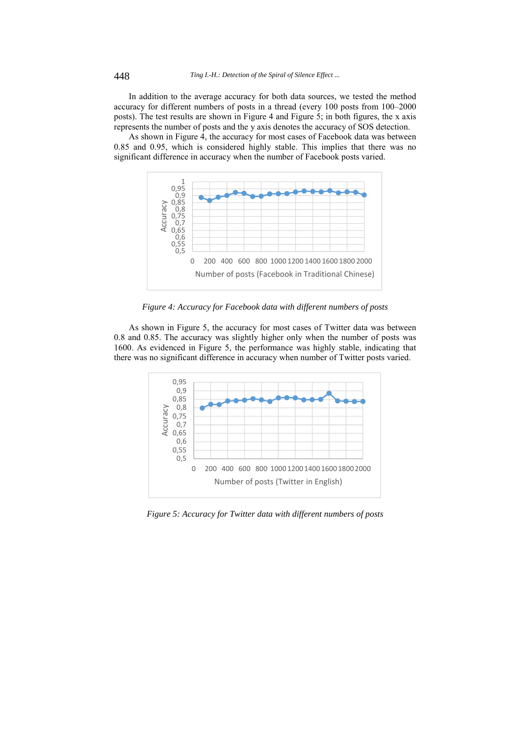In addition to the average accuracy for both data sources, we tested the method accuracy for different numbers of posts in a thread (every 100 posts from 100–2000 posts). The test results are shown in Figure 4 and Figure 5; in both figures, the x axis represents the number of posts and the y axis denotes the accuracy of SOS detection.

As shown in Figure 4, the accuracy for most cases of Facebook data was between 0.85 and 0.95, which is considered highly stable. This implies that there was no significant difference in accuracy when the number of Facebook posts varied.

*Figure 4: Accuracy for Facebook data with different numbers of posts*

As shown in Figure 5, the accuracy for most cases of Twitter data was between 0.8 and 0.85. The accuracy was slightly higher only when the number of posts was 1600. As evidenced in Figure 5, the performance was highly stable, indicating that there was no significant difference in accuracy when number of Twitter posts varied.

*Figure 5: Accuracy for Twitter data with different numbers of posts*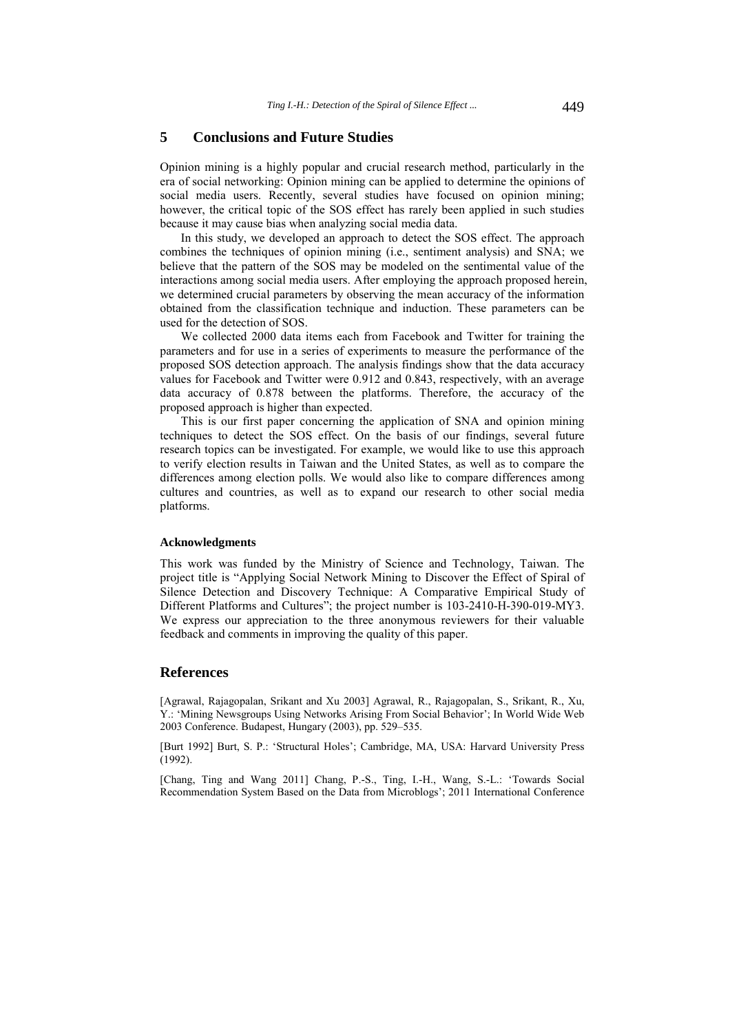## 5 Conclusions and Future Studies

Opinion mining is a highly popular and crucial research method, particularly in the era of social networking: Opinion mining can be applied to determine the opinions of social media users. Recently, several studies have focused on opinion mining; however, the critical topic of the SOS effect has rarely been applied in such studies because it may cause bias when analyzing social media data.

In this study, we developed an approach to detect the SOS effect. The approach combines the techniques of opinion mining (i.e., sentiment analysis) and SNA; we believe that the pattern of the SOS may be modeled on the sentimental value of the interactions among social media users. After employing the approach proposed herein, we determined crucial parameters by observing the mean accuracy of the information obtained from the classification technique and induction. These parameters can be used for the detection of SOS.

We collected 2000 data items each from Facebook and Twitter for training the parameters and for use in a series of experiments to measure the performance of the proposed SOS detection approach. The analysis findings show that the data accuracy values for Facebook and Twitter were 0.912 and 0.843, respectively, with an average data accuracy of 0.878 between the platforms. Therefore, the accuracy of the proposed approach is higher than expected.

This is our first paper concerning the application of SNA and opinion mining techniques to detect the SOS effect. On the basis of our findings, several future research topics can be investigated. For example, we would like to use this approach to verify election results in Taiwan and the United States, as well as to compare the differences among election polls. We would also like to compare differences among cultures and countries, as well as to expand our research to other social media platforms.

#### Acknowledgments

This work was funded by the Ministry of Science and Technology, Taiwan. The project title is "Applying Social Network Mining to Discover the Effect of Spiral of Silence Detection and Discovery Technique: A Comparative Empirical Study of Different Platforms and Cultures"; the project number is 103-2410-H-390-019-MY3. We express our appreciation to the three anonymous reviewers for their valuable feedback and comments in improving the quality of this paper.

## References

[Agrawal, Rajagopalan, Srikant and Xu 2003] Agrawal, R., Rajagopalan, S., Srikant, R., Xu, Y.: 'Mining Newsgroups Using Networks Arising From Social Behavior'; In World Wide Web 2003 Conference. Budapest, Hungary (2003), pp. 529–535.

[Burt 1992] Burt, S. P.: 'Structural Holes'; Cambridge, MA, USA: Harvard University Press (1992).

[Chang, Ting and Wang 2011] Chang, P.-S., Ting, I.-H., Wang, S.-L.: 'Towards Social Recommendation System Based on the Data from Microblogs'; 2011 International Conference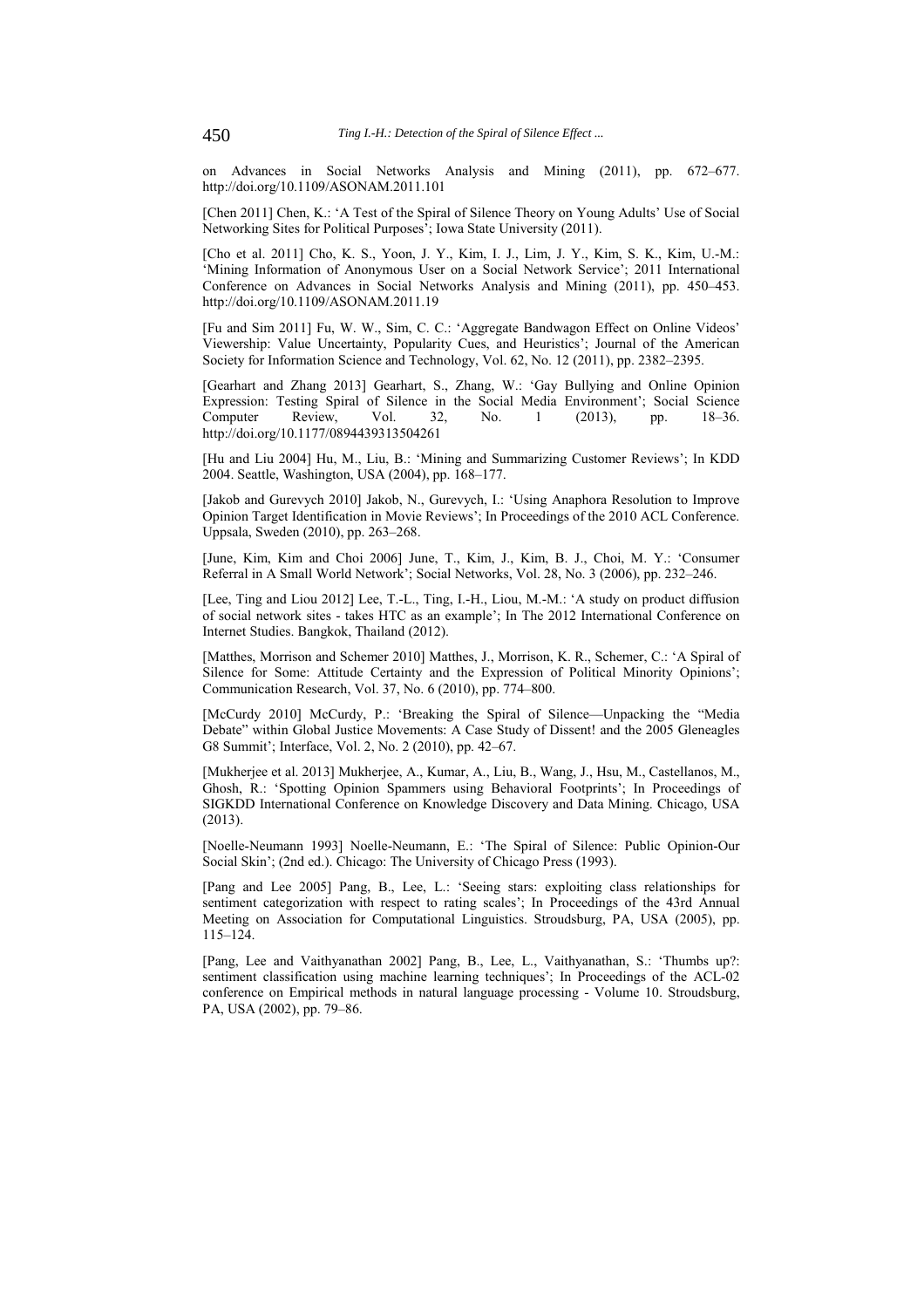on Advances in Social Networks Analysis and Mining (2011), pp. 672–677. http://doi.org/10.1109/ASONAM.2011.101

[Chen 2011] Chen, K.: 'A Test of the Spiral of Silence Theory on Young Adults' Use of Social Networking Sites for Political Purposes'; Iowa State University (2011).

[Cho et al. 2011] Cho, K. S., Yoon, J. Y., Kim, I. J., Lim, J. Y., Kim, S. K., Kim, U.-M.: 'Mining Information of Anonymous User on a Social Network Service'; 2011 International Conference on Advances in Social Networks Analysis and Mining (2011), pp. 450–453. http://doi.org/10.1109/ASONAM.2011.19

[Fu and Sim 2011] Fu, W. W., Sim, C. C.: 'Aggregate Bandwagon Effect on Online Videos' Viewership: Value Uncertainty, Popularity Cues, and Heuristics'; Journal of the American Society for Information Science and Technology, Vol. 62, No. 12 (2011), pp. 2382–2395.

[Gearhart and Zhang 2013] Gearhart, S., Zhang, W.: 'Gay Bullying and Online Opinion Expression: Testing Spiral of Silence in the Social Media Environment'; Social Science Computer Review, Vol. 32, No. 1 (2013), pp. 18–36. http://doi.org/10.1177/0894439313504261

[Hu and Liu 2004] Hu, M., Liu, B.: 'Mining and Summarizing Customer Reviews'; In KDD 2004. Seattle, Washington, USA (2004), pp. 168–177.

[Jakob and Gurevych 2010] Jakob, N., Gurevych, I.: 'Using Anaphora Resolution to Improve Opinion Target Identification in Movie Reviews'; In Proceedings of the 2010 ACL Conference. Uppsala, Sweden (2010), pp. 263–268.

[June, Kim, Kim and Choi 2006] June, T., Kim, J., Kim, B. J., Choi, M. Y.: 'Consumer Referral in A Small World Network'; Social Networks, Vol. 28, No. 3 (2006), pp. 232–246.

[Lee, Ting and Liou 2012] Lee, T.-L., Ting, I.-H., Liou, M.-M.: 'A study on product diffusion of social network sites - takes HTC as an example'; In The 2012 International Conference on Internet Studies. Bangkok, Thailand (2012).

[Matthes, Morrison and Schemer 2010] Matthes, J., Morrison, K. R., Schemer, C.: 'A Spiral of Silence for Some: Attitude Certainty and the Expression of Political Minority Opinions'; Communication Research, Vol. 37, No. 6 (2010), pp. 774–800.

[McCurdy 2010] McCurdy, P.: 'Breaking the Spiral of Silence—Unpacking the "Media Debate" within Global Justice Movements: A Case Study of Dissent! and the 2005 Gleneagles G8 Summit'; Interface, Vol. 2, No. 2 (2010), pp. 42–67.

[Mukherjee et al. 2013] Mukherjee, A., Kumar, A., Liu, B., Wang, J., Hsu, M., Castellanos, M., Ghosh, R.: 'Spotting Opinion Spammers using Behavioral Footprints'; In Proceedings of SIGKDD International Conference on Knowledge Discovery and Data Mining. Chicago, USA (2013).

[Noelle-Neumann 1993] Noelle-Neumann, E.: 'The Spiral of Silence: Public Opinion-Our Social Skin'; (2nd ed.). Chicago: The University of Chicago Press (1993).

[Pang and Lee 2005] Pang, B., Lee, L.: 'Seeing stars: exploiting class relationships for sentiment categorization with respect to rating scales'; In Proceedings of the 43rd Annual Meeting on Association for Computational Linguistics. Stroudsburg, PA, USA (2005), pp. 115–124.

[Pang, Lee and Vaithyanathan 2002] Pang, B., Lee, L., Vaithyanathan, S.: 'Thumbs up?: sentiment classification using machine learning techniques'; In Proceedings of the ACL-02 conference on Empirical methods in natural language processing - Volume 10. Stroudsburg, PA, USA (2002), pp. 79–86.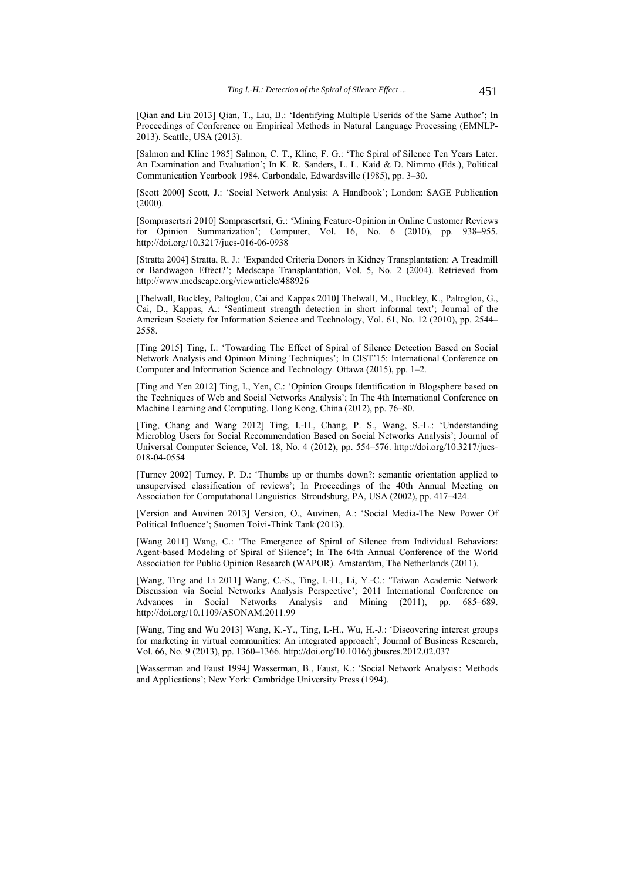[Qian and Liu 2013] Qian, T., Liu, B.: 'Identifying Multiple Userids of the Same Author'; In Proceedings of Conference on Empirical Methods in Natural Language Processing (EMNLP-2013). Seattle, USA (2013).

[Salmon and Kline 1985] Salmon, C. T., Kline, F. G.: 'The Spiral of Silence Ten Years Later. An Examination and Evaluation'; In K. R. Sanders, L. L. Kaid & D. Nimmo (Eds.), Political Communication Yearbook 1984. Carbondale, Edwardsville (1985), pp. 3–30.

[Scott 2000] Scott, J.: 'Social Network Analysis: A Handbook'; London: SAGE Publication (2000).

[Somprasertsri 2010] Somprasertsri, G.: 'Mining Feature-Opinion in Online Customer Reviews for Opinion Summarization'; Computer, Vol. 16, No. 6 (2010), pp. 938–955. http://doi.org/10.3217/jucs-016-06-0938

[Stratta 2004] Stratta, R. J.: 'Expanded Criteria Donors in Kidney Transplantation: A Treadmill or Bandwagon Effect?'; Medscape Transplantation, Vol. 5, No. 2 (2004). Retrieved from http://www.medscape.org/viewarticle/488926

[Thelwall, Buckley, Paltoglou, Cai and Kappas 2010] Thelwall, M., Buckley, K., Paltoglou, G., Cai, D., Kappas, A.: 'Sentiment strength detection in short informal text'; Journal of the American Society for Information Science and Technology, Vol. 61, No. 12 (2010), pp. 2544–2558.

[Ting 2015] Ting, I.: 'Towarding The Effect of Spiral of Silence Detection Based on Social Network Analysis and Opinion Mining Techniques'; In CIST'15: International Conference on Computer and Information Science and Technology. Ottawa (2015), pp. 1–2.

[Ting and Yen 2012] Ting, I., Yen, C.: 'Opinion Groups Identification in Blogsphere based on the Techniques of Web and Social Networks Analysis'; In The 4th International Conference on Machine Learning and Computing. Hong Kong, China (2012), pp. 76–80.

[Ting, Chang and Wang 2012] Ting, I.-H., Chang, P. S., Wang, S.-L.: 'Understanding Microblog Users for Social Recommendation Based on Social Networks Analysis'; Journal of Universal Computer Science, Vol. 18, No. 4 (2012), pp. 554–576. http://doi.org/10.3217/jucs-018-04-0554

[Turney 2002] Turney, P. D.: 'Thumbs up or thumbs down?: semantic orientation applied to unsupervised classification of reviews'; In Proceedings of the 40th Annual Meeting on Association for Computational Linguistics. Stroudsburg, PA, USA (2002), pp. 417–424.

[Version and Auvinen 2013] Version, O., Auvinen, A.: 'Social Media-The New Power Of Political Influence'; Suomen Toivi-Think Tank (2013).

[Wang 2011] Wang, C.: 'The Emergence of Spiral of Silence from Individual Behaviors: Agent-based Modeling of Spiral of Silence'; In The 64th Annual Conference of the World Association for Public Opinion Research (WAPOR). Amsterdam, The Netherlands (2011).

[Wang, Ting and Li 2011] Wang, C.-S., Ting, I.-H., Li, Y.-C.: 'Taiwan Academic Network Discussion via Social Networks Analysis Perspective'; 2011 International Conference on Advances in Social Networks Analysis and Mining (2011), pp. 685–689. http://doi.org/10.1109/ASONAM.2011.99

[Wang, Ting and Wu 2013] Wang, K.-Y., Ting, I.-H., Wu, H.-J.: 'Discovering interest groups for marketing in virtual communities: An integrated approach'; Journal of Business Research, Vol. 66, No. 9 (2013), pp. 1360–1366. http://doi.org/10.1016/j.jbusres.2012.02.037

[Wasserman and Faust 1994] Wasserman, B., Faust, K.: 'Social Network Analysis : Methods and Applications'; New York: Cambridge University Press (1994).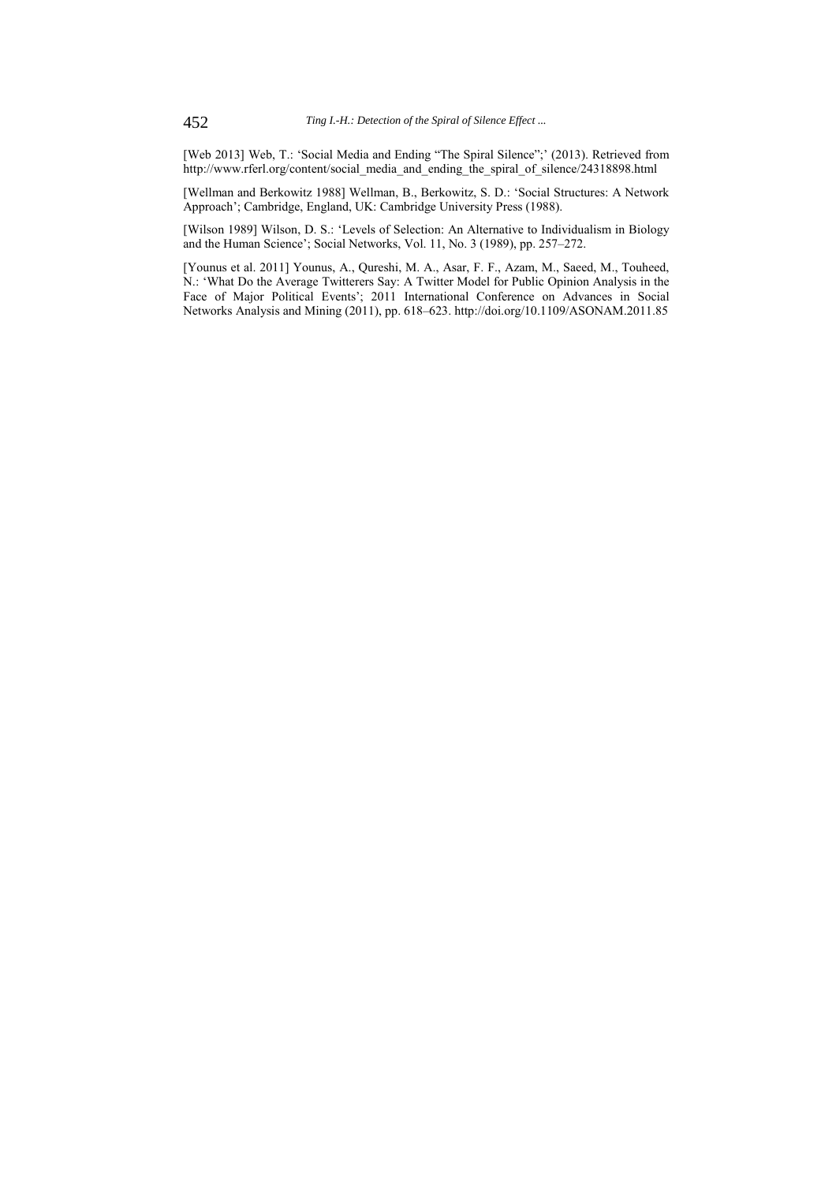[Web 2013] Web, T.: 'Social Media and Ending "The Spiral Silence";' (2013). Retrieved from http://www.rferl.org/content/social_media_and_ending_the_spiral_of_silence/24318898.html

[Wellman and Berkowitz 1988] Wellman, B., Berkowitz, S. D.: 'Social Structures: A Network Approach'; Cambridge, England, UK: Cambridge University Press (1988).

[Wilson 1989] Wilson, D. S.: 'Levels of Selection: An Alternative to Individualism in Biology and the Human Science'; Social Networks, Vol. 11, No. 3 (1989), pp. 257–272.

[Younus et al. 2011] Younus, A., Qureshi, M. A., Asar, F. F., Azam, M., Saeed, M., Touheed, N.: 'What Do the Average Twitterers Say: A Twitter Model for Public Opinion Analysis in the Face of Major Political Events'; 2011 International Conference on Advances in Social Networks Analysis and Mining (2011), pp. 618–623. http://doi.org/10.1109/ASONAM.2011.85